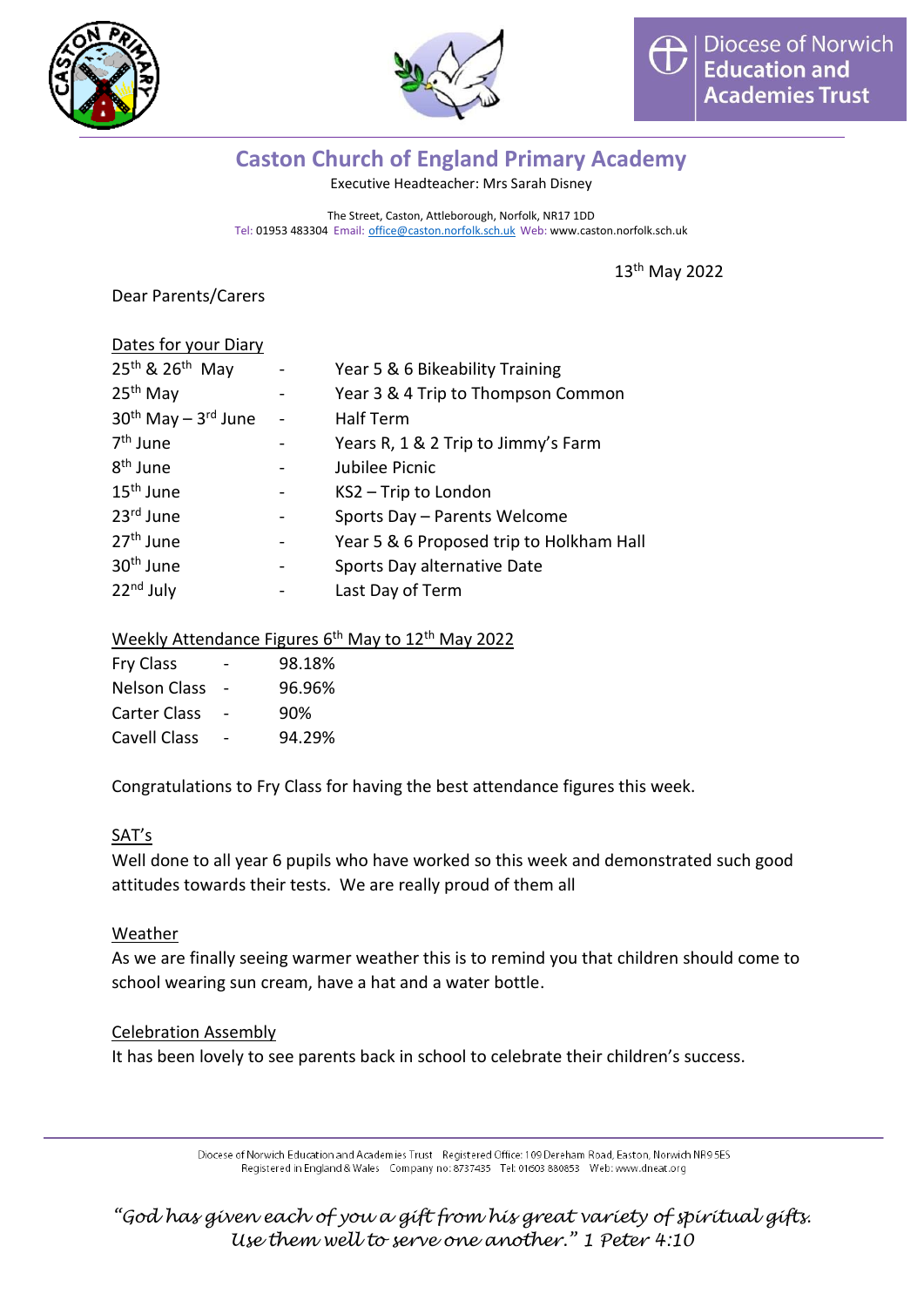Diocese of Norwich Education and Academies Trust

# Caston Church of England Primary Academy

Executive Headteacher: Mrs Sarah Disney

The Street, Caston, Attleborough, Norfolk, NR17 1DD
Tel: 01953 483304 Email: office@caston.norfolk.sch.uk Web: www.caston.norfolk.sch.uk

13th May 2022

Dear Parents/Carers

**Dates for your Diary**

| | | |
|---|---|---|
| 25th & 26th May | - | Year 5 & 6 Bikeability Training |
| 25th May | - | Year 3 & 4 Trip to Thompson Common |
| 30th May – 3rd June | - | Half Term |
| 7th June | - | Years R, 1 & 2 Trip to Jimmy's Farm |
| 8th June | - | Jubilee Picnic |
| 15th June | - | KS2 – Trip to London |
| 23rd June | - | Sports Day – Parents Welcome |
| 27th June | - | Year 5 & 6 Proposed trip to Holkham Hall |
| 30th June | - | Sports Day alternative Date |
| 22nd July | - | Last Day of Term |

**Weekly Attendance Figures 6th May to 12th May 2022**

| | | |
|---|---|---|
| Fry Class | - | 98.18% |
| Nelson Class | - | 96.96% |
| Carter Class | - | 90% |
| Cavell Class | - | 94.29% |

Congratulations to Fry Class for having the best attendance figures this week.

**SAT's**

Well done to all year 6 pupils who have worked so this week and demonstrated such good attitudes towards their tests. We are really proud of them all

**Weather**

As we are finally seeing warmer weather this is to remind you that children should come to school wearing sun cream, have a hat and a water bottle.

**Celebration Assembly**

It has been lovely to see parents back in school to celebrate their children's success.

Diocese of Norwich Education and Academies Trust Registered Office: 109 Dereham Road, Easton, Norwich NR9 5ES
Registered in England & Wales Company no: 8737435 Tel: 01603 880853 Web: www.dneat.org

*"God has given each of you a gift from his great variety of spiritual gifts. Use them well to serve one another." 1 Peter 4:10*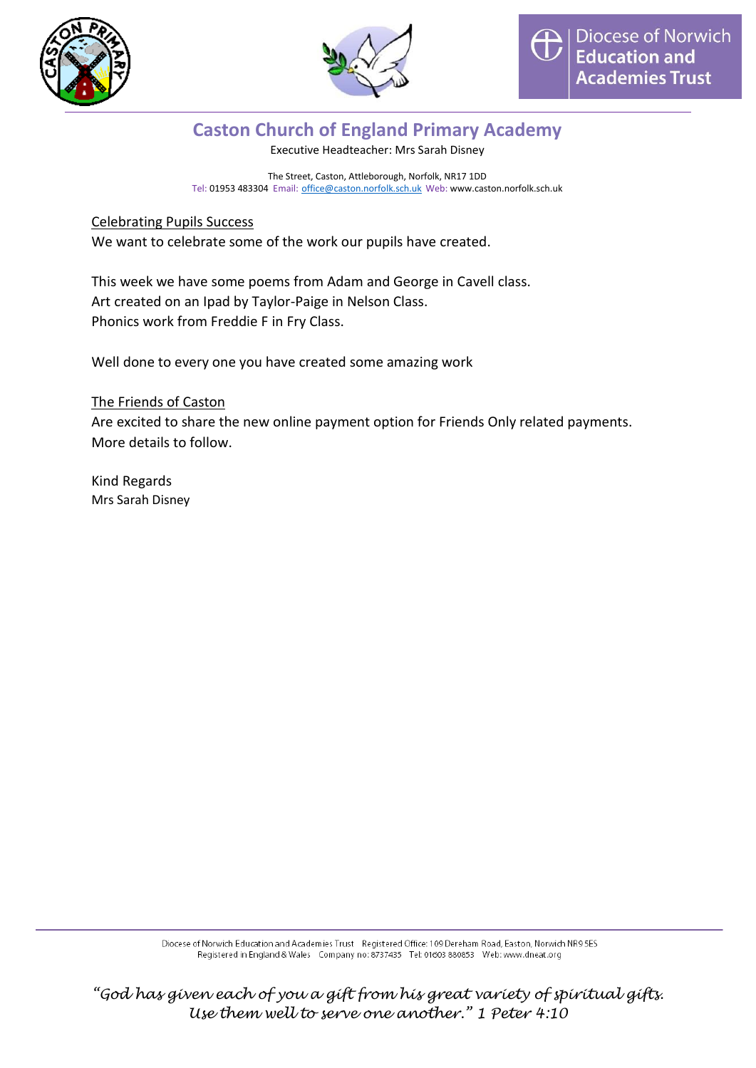# Caston Church of England Primary Academy

Executive Headteacher: Mrs Sarah Disney

The Street, Caston, Attleborough, Norfolk, NR17 1DD
Tel: 01953 483304 Email: office@caston.norfolk.sch.uk Web: www.caston.norfolk.sch.uk

Celebrating Pupils Success

We want to celebrate some of the work our pupils have created.

This week we have some poems from Adam and George in Cavell class.
Art created on an Ipad by Taylor-Paige in Nelson Class.
Phonics work from Freddie F in Fry Class.

Well done to every one you have created some amazing work

The Friends of Caston

Are excited to share the new online payment option for Friends Only related payments.
More details to follow.

Kind Regards
Mrs Sarah Disney

Diocese of Norwich Education and Academies Trust Registered Office: 109 Dereham Road, Easton, Norwich NR9 5ES
Registered in England & Wales Company no: 8737435 Tel: 01603 880853 Web: www.dneat.org

*"God has given each of you a gift from his great variety of spiritual gifts. Use them well to serve one another." 1 Peter 4:10*